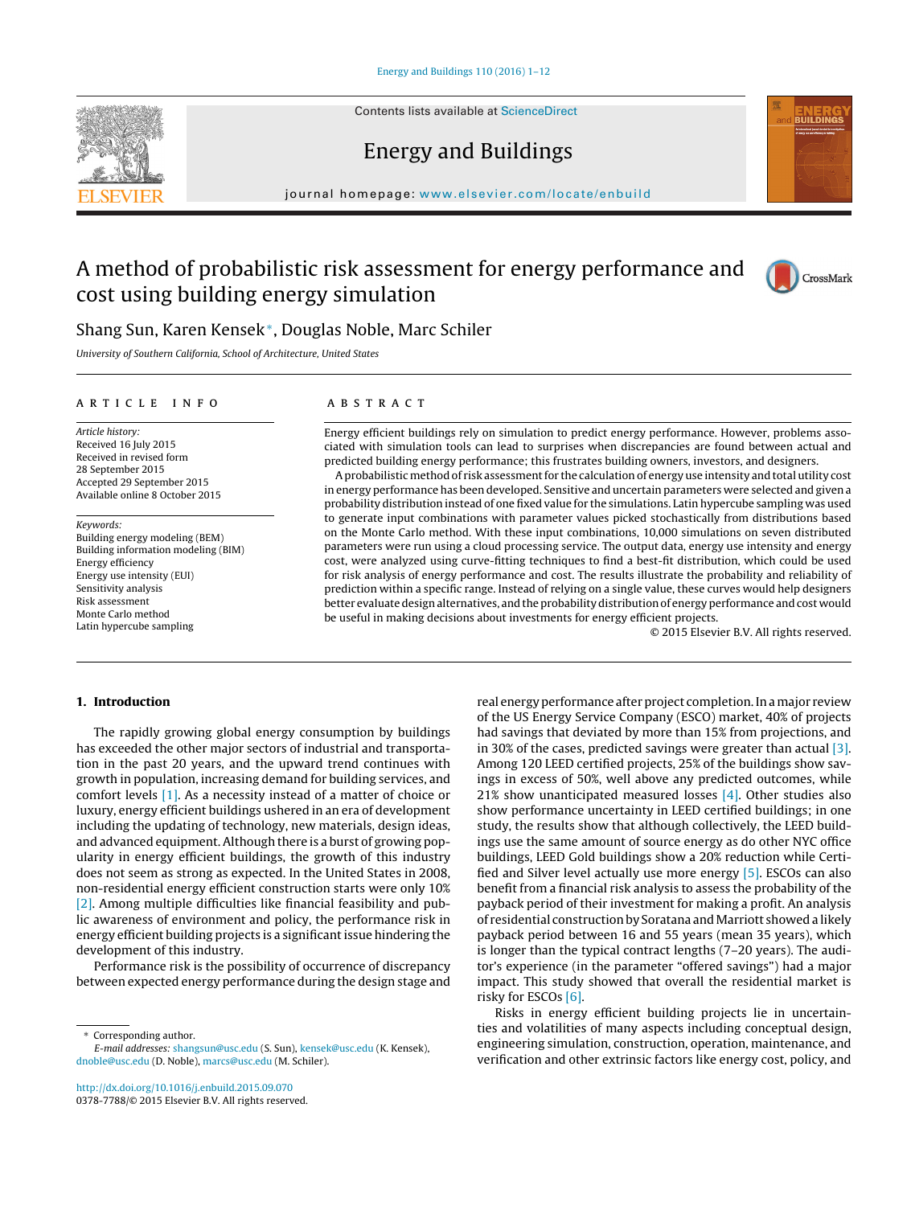# A method of probabilistic risk assessment for energy performance and cost using building energy simulation

Shang Sun, Karen Kensek*, Douglas Noble, Marc Schiler

*University of Southern California, School of Architecture, United States*

## ARTICLE INFO

*Article history:*
Received 16 July 2015
Received in revised form 28 September 2015
Accepted 29 September 2015
Available online 8 October 2015

*Keywords:*
Building energy modeling (BEM)
Building information modeling (BIM)
Energy efficiency
Energy use intensity (EUI)
Sensitivity analysis
Risk assessment
Monte Carlo method
Latin hypercube sampling

## ABSTRACT

Energy efficient buildings rely on simulation to predict energy performance. However, problems associated with simulation tools can lead to surprises when discrepancies are found between actual and predicted building energy performance; this frustrates building owners, investors, and designers.

A probabilistic method of risk assessment for the calculation of energy use intensity and total utility cost in energy performance has been developed. Sensitive and uncertain parameters were selected and given a probability distribution instead of one fixed value for the simulations. Latin hypercube sampling was used to generate input combinations with parameter values picked stochastically from distributions based on the Monte Carlo method. With these input combinations, 10,000 simulations on seven distributed parameters were run using a cloud processing service. The output data, energy use intensity and energy cost, were analyzed using curve-fitting techniques to find a best-fit distribution, which could be used for risk analysis of energy performance and cost. The results illustrate the probability and reliability of prediction within a specific range. Instead of relying on a single value, these curves would help designers better evaluate design alternatives, and the probability distribution of energy performance and cost would be useful in making decisions about investments for energy efficient projects.

© 2015 Elsevier B.V. All rights reserved.

## 1. Introduction

The rapidly growing global energy consumption by buildings has exceeded the other major sectors of industrial and transportation in the past 20 years, and the upward trend continues with growth in population, increasing demand for building services, and comfort levels [1]. As a necessity instead of a matter of choice or luxury, energy efficient buildings ushered in an era of development including the updating of technology, new materials, design ideas, and advanced equipment. Although there is a burst of growing popularity in energy efficient buildings, the growth of this industry does not seem as strong as expected. In the United States in 2008, non-residential energy efficient construction starts were only 10% [2]. Among multiple difficulties like financial feasibility and public awareness of environment and policy, the performance risk in energy efficient building projects is a significant issue hindering the development of this industry.

Performance risk is the possibility of occurrence of discrepancy between expected energy performance during the design stage and real energy performance after project completion. In a major review of the US Energy Service Company (ESCO) market, 40% of projects had savings that deviated by more than 15% from projections, and in 30% of the cases, predicted savings were greater than actual [3]. Among 120 LEED certified projects, 25% of the buildings show savings in excess of 50%, well above any predicted outcomes, while 21% show unanticipated measured losses [4]. Other studies also show performance uncertainty in LEED certified buildings; in one study, the results show that although collectively, the LEED buildings use the same amount of source energy as do other NYC office buildings, LEED Gold buildings show a 20% reduction while Certified and Silver level actually use more energy [5]. ESCOs can also benefit from a financial risk analysis to assess the probability of the payback period of their investment for making a profit. An analysis of residential construction by Soratana and Marriott showed a likely payback period between 16 and 55 years (mean 35 years), which is longer than the typical contract lengths (7–20 years). The auditor's experience (in the parameter "offered savings") had a major impact. This study showed that overall the residential market is risky for ESCOs [6].

Risks in energy efficient building projects lie in uncertainties and volatilities of many aspects including conceptual design, engineering simulation, construction, operation, maintenance, and verification and other extrinsic factors like energy cost, policy, and

* Corresponding author.
*E-mail addresses:* shangsun@usc.edu (S. Sun), kensek@usc.edu (K. Kensek), dnoble@usc.edu (D. Noble), marcs@usc.edu (M. Schiler).

http://dx.doi.org/10.1016/j.enbuild.2015.09.070
0378-7788/© 2015 Elsevier B.V. All rights reserved.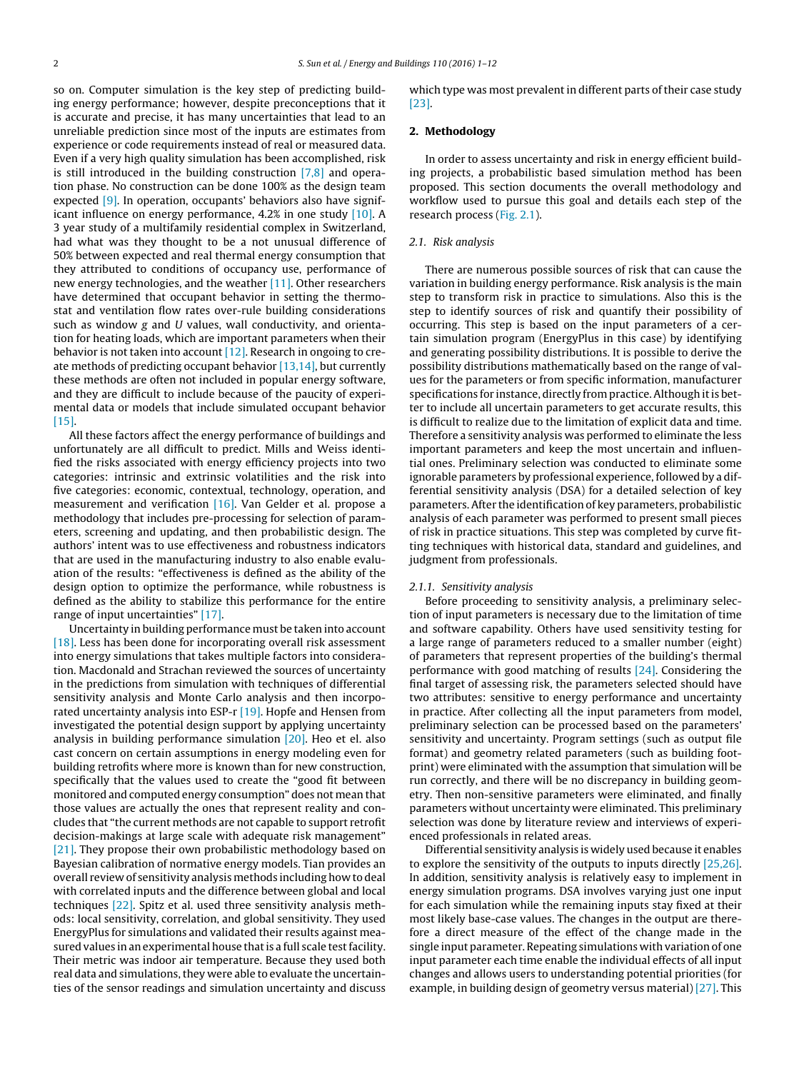so on. Computer simulation is the key step of predicting building energy performance; however, despite preconceptions that it is accurate and precise, it has many uncertainties that lead to an unreliable prediction since most of the inputs are estimates from experience or code requirements instead of real or measured data. Even if a very high quality simulation has been accomplished, risk is still introduced in the building construction [7,8] and operation phase. No construction can be done 100% as the design team expected [9]. In operation, occupants' behaviors also have significant influence on energy performance, 4.2% in one study [10]. A 3 year study of a multifamily residential complex in Switzerland, had what was they thought to be a not unusual difference of 50% between expected and real thermal energy consumption that they attributed to conditions of occupancy use, performance of new energy technologies, and the weather [11]. Other researchers have determined that occupant behavior in setting the thermostat and ventilation flow rates over-rule building considerations such as window *g* and *U* values, wall conductivity, and orientation for heating loads, which are important parameters when their behavior is not taken into account [12]. Research in ongoing to create methods of predicting occupant behavior [13,14], but currently these methods are often not included in popular energy software, and they are difficult to include because of the paucity of experimental data or models that include simulated occupant behavior [15].

All these factors affect the energy performance of buildings and unfortunately are all difficult to predict. Mills and Weiss identified the risks associated with energy efficiency projects into two categories: intrinsic and extrinsic volatilities and the risk into five categories: economic, contextual, technology, operation, and measurement and verification [16]. Van Gelder et al. propose a methodology that includes pre-processing for selection of parameters, screening and updating, and then probabilistic design. The authors' intent was to use effectiveness and robustness indicators that are used in the manufacturing industry to also enable evaluation of the results: "effectiveness is defined as the ability of the design option to optimize the performance, while robustness is defined as the ability to stabilize this performance for the entire range of input uncertainties" [17].

Uncertainty in building performance must be taken into account [18]. Less has been done for incorporating overall risk assessment into energy simulations that takes multiple factors into consideration. Macdonald and Strachan reviewed the sources of uncertainty in the predictions from simulation with techniques of differential sensitivity analysis and Monte Carlo analysis and then incorporated uncertainty analysis into ESP-r [19]. Hopfe and Hensen from investigated the potential design support by applying uncertainty analysis in building performance simulation [20]. Heo et el. also cast concern on certain assumptions in energy modeling even for building retrofits where more is known than for new construction, specifically that the values used to create the "good fit between monitored and computed energy consumption" does not mean that those values are actually the ones that represent reality and concludes that "the current methods are not capable to support retrofit decision-makings at large scale with adequate risk management" [21]. They propose their own probabilistic methodology based on Bayesian calibration of normative energy models. Tian provides an overall review of sensitivity analysis methods including how to deal with correlated inputs and the difference between global and local techniques [22]. Spitz et al. used three sensitivity analysis methods: local sensitivity, correlation, and global sensitivity. They used EnergyPlus for simulations and validated their results against measured values in an experimental house that is a full scale test facility. Their metric was indoor air temperature. Because they used both real data and simulations, they were able to evaluate the uncertainties of the sensor readings and simulation uncertainty and discuss which type was most prevalent in different parts of their case study [23].

## 2. Methodology

In order to assess uncertainty and risk in energy efficient building projects, a probabilistic based simulation method has been proposed. This section documents the overall methodology and workflow used to pursue this goal and details each step of the research process (Fig. 2.1).

### 2.1. Risk analysis

There are numerous possible sources of risk that can cause the variation in building energy performance. Risk analysis is the main step to transform risk in practice to simulations. Also this is the step to identify sources of risk and quantify their possibility of occurring. This step is based on the input parameters of a certain simulation program (EnergyPlus in this case) by identifying and generating possibility distributions. It is possible to derive the possibility distributions mathematically based on the range of values for the parameters or from specific information, manufacturer specifications for instance, directly from practice. Although it is better to include all uncertain parameters to get accurate results, this is difficult to realize due to the limitation of explicit data and time. Therefore a sensitivity analysis was performed to eliminate the less important parameters and keep the most uncertain and influential ones. Preliminary selection was conducted to eliminate some ignorable parameters by professional experience, followed by a differential sensitivity analysis (DSA) for a detailed selection of key parameters. After the identification of key parameters, probabilistic analysis of each parameter was performed to present small pieces of risk in practice situations. This step was completed by curve fitting techniques with historical data, standard and guidelines, and judgment from professionals.

#### 2.1.1. Sensitivity analysis

Before proceeding to sensitivity analysis, a preliminary selection of input parameters is necessary due to the limitation of time and software capability. Others have used sensitivity testing for a large range of parameters reduced to a smaller number (eight) of parameters that represent properties of the building's thermal performance with good matching of results [24]. Considering the final target of assessing risk, the parameters selected should have two attributes: sensitive to energy performance and uncertainty in practice. After collecting all the input parameters from model, preliminary selection can be processed based on the parameters' sensitivity and uncertainty. Program settings (such as output file format) and geometry related parameters (such as building footprint) were eliminated with the assumption that simulation will be run correctly, and there will be no discrepancy in building geometry. Then non-sensitive parameters were eliminated, and finally parameters without uncertainty were eliminated. This preliminary selection was done by literature review and interviews of experienced professionals in related areas.

Differential sensitivity analysis is widely used because it enables to explore the sensitivity of the outputs to inputs directly [25,26]. In addition, sensitivity analysis is relatively easy to implement in energy simulation programs. DSA involves varying just one input for each simulation while the remaining inputs stay fixed at their most likely base-case values. The changes in the output are therefore a direct measure of the effect of the change made in the single input parameter. Repeating simulations with variation of one input parameter each time enable the individual effects of all input changes and allows users to understanding potential priorities (for example, in building design of geometry versus material) [27]. This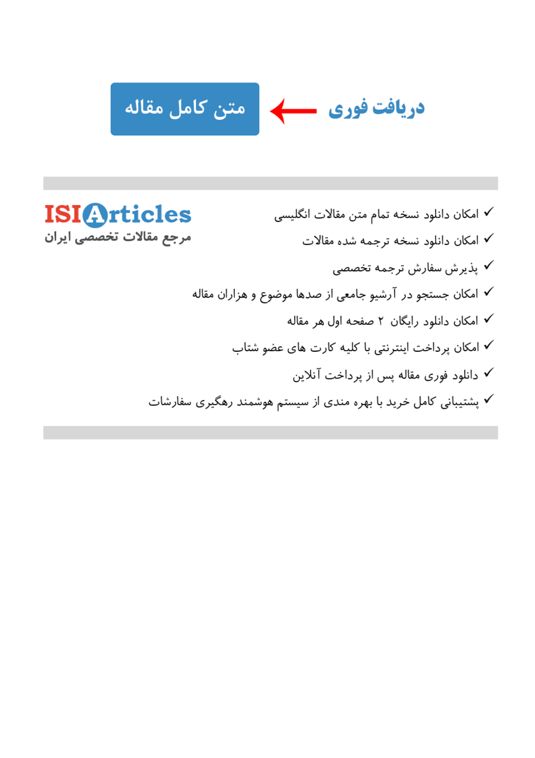دریافت فوری ← متن کامل مقاله

**ISIArticles**
مرجع مقالات تخصصی ایران

- ✓ امکان دانلود نسخه تمام متن مقالات انگلیسی
- ✓ امکان دانلود نسخه ترجمه شده مقالات
- ✓ پذیرش سفارش ترجمه تخصصی
- ✓ امکان جستجو در آرشیو جامعی از صدها موضوع و هزاران مقاله
- ✓ امکان دانلود رایگان ۲ صفحه اول هر مقاله
- ✓ امکان پرداخت اینترنتی با کلیه کارت های عضو شتاب
- ✓ دانلود فوری مقاله پس از پرداخت آنلاین
- ✓ پشتیبانی کامل خرید با بهره مندی از سیستم هوشمند رهگیری سفارشات